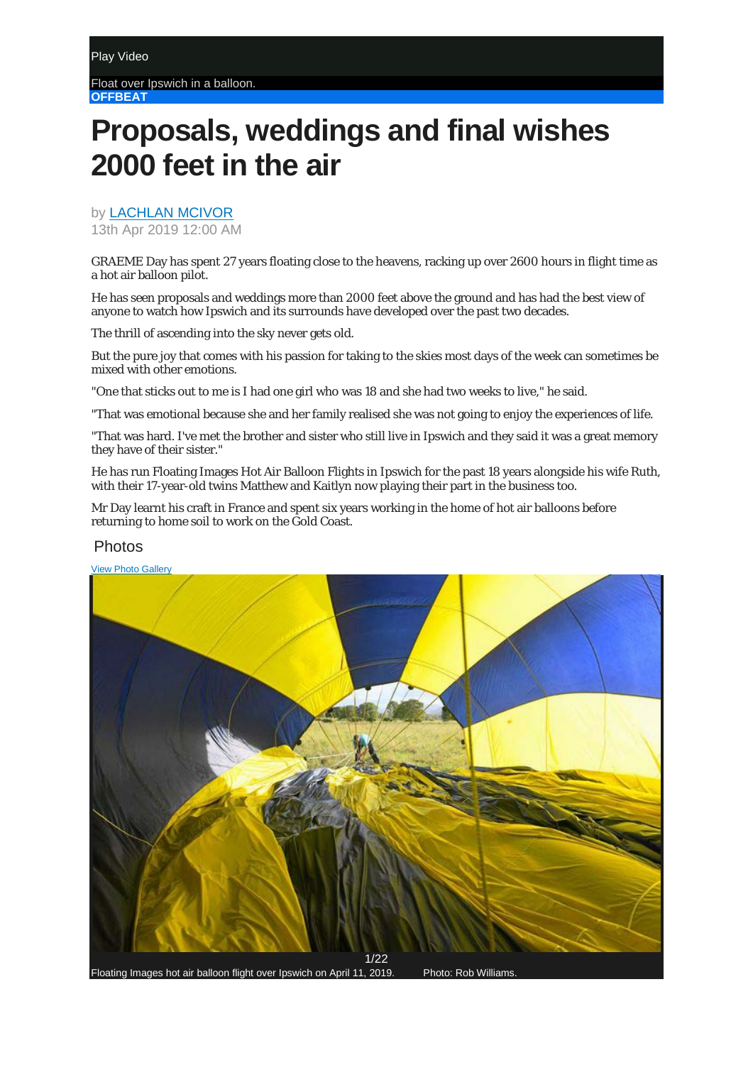Play Video

Float over Ipswich in a balloon.

**OFFBEAT**

# Proposals, weddings and final wishes 2000 feet in the air

by LACHLAN MCIVOR

13th Apr 2019 12:00 AM

GRAEME Day has spent 27 years floating close to the heavens, racking up over 2600 hours in flight time as a hot air balloon pilot.

He has seen proposals and weddings more than 2000 feet above the ground and has had the best view of anyone to watch how Ipswich and its surrounds have developed over the past two decades.

The thrill of ascending into the sky never gets old.

But the pure joy that comes with his passion for taking to the skies most days of the week can sometimes be mixed with other emotions.

"One that sticks out to me is I had one girl who was 18 and she had two weeks to live," he said.

"That was emotional because she and her family realised she was not going to enjoy the experiences of life.

"That was hard. I've met the brother and sister who still live in Ipswich and they said it was a great memory they have of their sister."

He has run Floating Images Hot Air Balloon Flights in Ipswich for the past 18 years alongside his wife Ruth, with their 17-year-old twins Matthew and Kaitlyn now playing their part in the business too.

Mr Day learnt his craft in France and spent six years working in the home of hot air balloons before returning to home soil to work on the Gold Coast.

## Photos

View Photo Gallery

1/22

Floating Images hot air balloon flight over Ipswich on April 11, 2019. Photo: Rob Williams.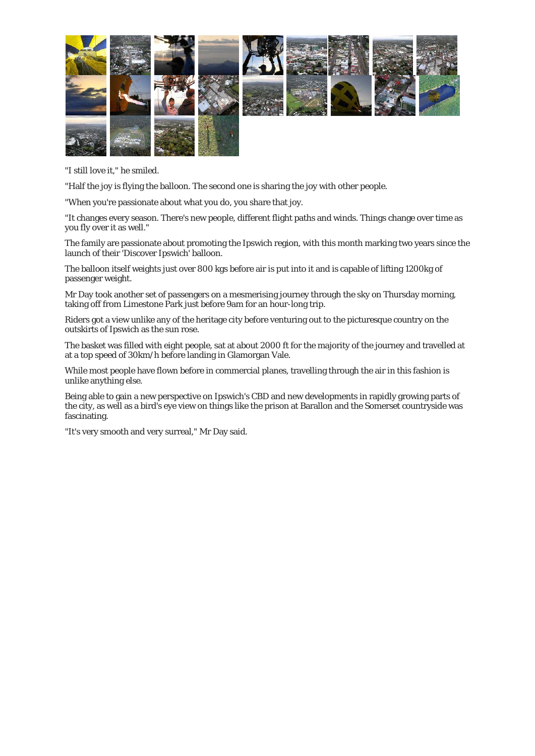"I still love it," he smiled.

"Half the joy is flying the balloon. The second one is sharing the joy with other people.

"When you're passionate about what you do, you share that joy.

"It changes every season. There's new people, different flight paths and winds. Things change over time as you fly over it as well."

The family are passionate about promoting the Ipswich region, with this month marking two years since the launch of their 'Discover Ipswich' balloon.

The balloon itself weights just over 800 kgs before air is put into it and is capable of lifting 1200kg of passenger weight.

Mr Day took another set of passengers on a mesmerising journey through the sky on Thursday morning, taking off from Limestone Park just before 9am for an hour-long trip.

Riders got a view unlike any of the heritage city before venturing out to the picturesque country on the outskirts of Ipswich as the sun rose.

The basket was filled with eight people, sat at about 2000 ft for the majority of the journey and travelled at at a top speed of 30km/h before landing in Glamorgan Vale.

While most people have flown before in commercial planes, travelling through the air in this fashion is unlike anything else.

Being able to gain a new perspective on Ipswich's CBD and new developments in rapidly growing parts of the city, as well as a bird's eye view on things like the prison at Barallon and the Somerset countryside was fascinating.

"It's very smooth and very surreal," Mr Day said.